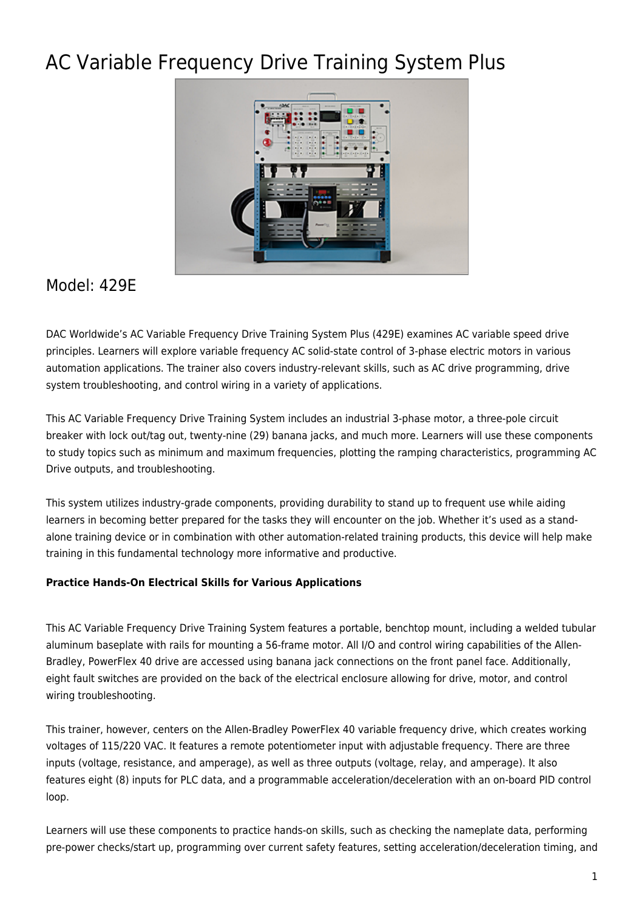# AC Variable Frequency Drive Training System Plus

## Model: 429E

DAC Worldwide's AC Variable Frequency Drive Training System Plus (429E) examines AC variable speed drive principles. Learners will explore variable frequency AC solid-state control of 3-phase electric motors in various automation applications. The trainer also covers industry-relevant skills, such as AC drive programming, drive system troubleshooting, and control wiring in a variety of applications.

This AC Variable Frequency Drive Training System includes an industrial 3-phase motor, a three-pole circuit breaker with lock out/tag out, twenty-nine (29) banana jacks, and much more. Learners will use these components to study topics such as minimum and maximum frequencies, plotting the ramping characteristics, programming AC Drive outputs, and troubleshooting.

This system utilizes industry-grade components, providing durability to stand up to frequent use while aiding learners in becoming better prepared for the tasks they will encounter on the job. Whether it's used as a stand-alone training device or in combination with other automation-related training products, this device will help make training in this fundamental technology more informative and productive.

**Practice Hands-On Electrical Skills for Various Applications**

This AC Variable Frequency Drive Training System features a portable, benchtop mount, including a welded tubular aluminum baseplate with rails for mounting a 56-frame motor. All I/O and control wiring capabilities of the Allen-Bradley, PowerFlex 40 drive are accessed using banana jack connections on the front panel face. Additionally, eight fault switches are provided on the back of the electrical enclosure allowing for drive, motor, and control wiring troubleshooting.

This trainer, however, centers on the Allen-Bradley PowerFlex 40 variable frequency drive, which creates working voltages of 115/220 VAC. It features a remote potentiometer input with adjustable frequency. There are three inputs (voltage, resistance, and amperage), as well as three outputs (voltage, relay, and amperage). It also features eight (8) inputs for PLC data, and a programmable acceleration/deceleration with an on-board PID control loop.

Learners will use these components to practice hands-on skills, such as checking the nameplate data, performing pre-power checks/start up, programming over current safety features, setting acceleration/deceleration timing, and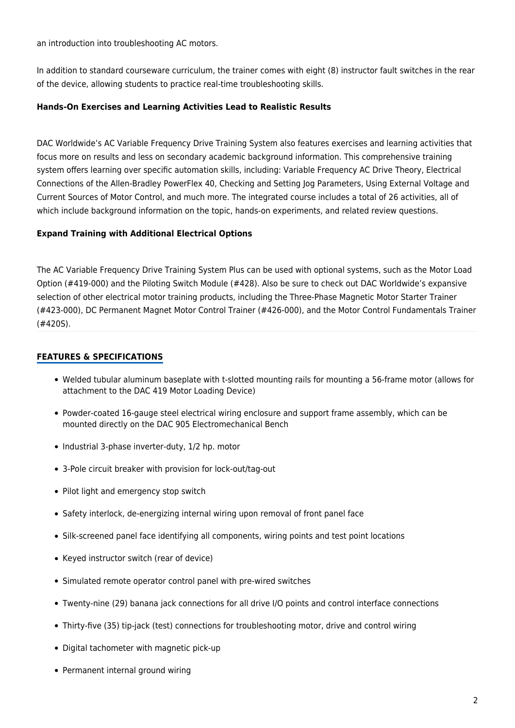an introduction into troubleshooting AC motors.

In addition to standard courseware curriculum, the trainer comes with eight (8) instructor fault switches in the rear of the device, allowing students to practice real-time troubleshooting skills.

**Hands-On Exercises and Learning Activities Lead to Realistic Results**

DAC Worldwide's AC Variable Frequency Drive Training System also features exercises and learning activities that focus more on results and less on secondary academic background information. This comprehensive training system offers learning over specific automation skills, including: Variable Frequency AC Drive Theory, Electrical Connections of the Allen-Bradley PowerFlex 40, Checking and Setting Jog Parameters, Using External Voltage and Current Sources of Motor Control, and much more. The integrated course includes a total of 26 activities, all of which include background information on the topic, hands-on experiments, and related review questions.

**Expand Training with Additional Electrical Options**

The AC Variable Frequency Drive Training System Plus can be used with optional systems, such as the Motor Load Option (#419-000) and the Piloting Switch Module (#428). Also be sure to check out DAC Worldwide's expansive selection of other electrical motor training products, including the Three-Phase Magnetic Motor Starter Trainer (#423-000), DC Permanent Magnet Motor Control Trainer (#426-000), and the Motor Control Fundamentals Trainer (#420S).

## FEATURES & SPECIFICATIONS

- Welded tubular aluminum baseplate with t-slotted mounting rails for mounting a 56-frame motor (allows for attachment to the DAC 419 Motor Loading Device)
- Powder-coated 16-gauge steel electrical wiring enclosure and support frame assembly, which can be mounted directly on the DAC 905 Electromechanical Bench
- Industrial 3-phase inverter-duty, 1/2 hp. motor
- 3-Pole circuit breaker with provision for lock-out/tag-out
- Pilot light and emergency stop switch
- Safety interlock, de-energizing internal wiring upon removal of front panel face
- Silk-screened panel face identifying all components, wiring points and test point locations
- Keyed instructor switch (rear of device)
- Simulated remote operator control panel with pre-wired switches
- Twenty-nine (29) banana jack connections for all drive I/O points and control interface connections
- Thirty-five (35) tip-jack (test) connections for troubleshooting motor, drive and control wiring
- Digital tachometer with magnetic pick-up
- Permanent internal ground wiring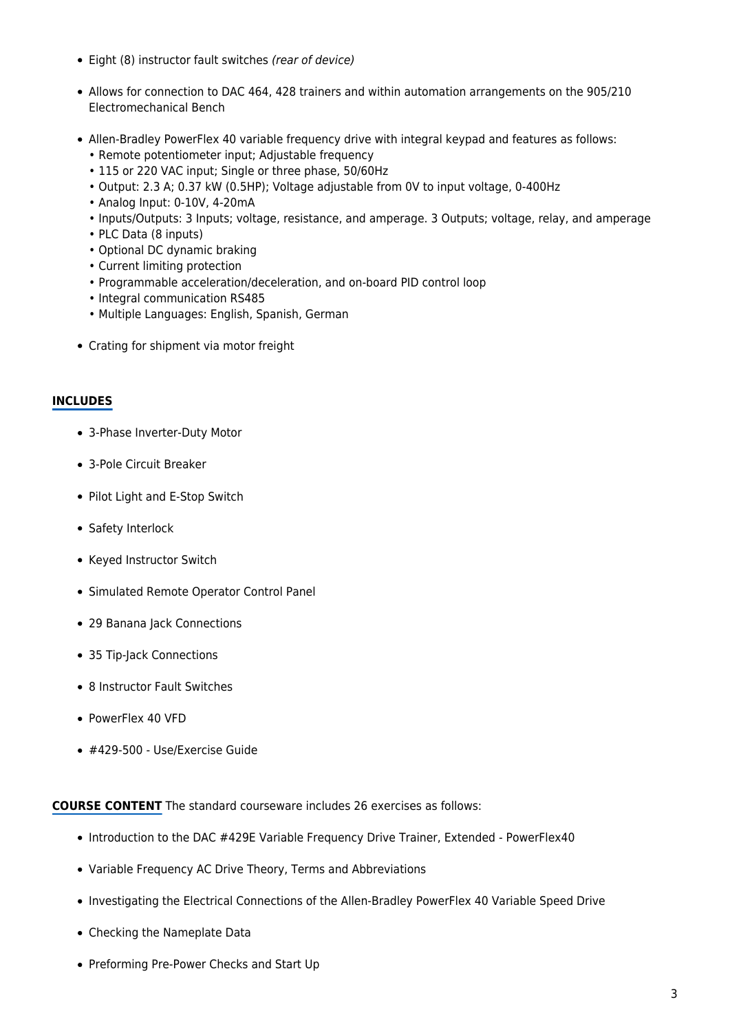- Eight (8) instructor fault switches *(rear of device)*
- Allows for connection to DAC 464, 428 trainers and within automation arrangements on the 905/210 Electromechanical Bench
- Allen-Bradley PowerFlex 40 variable frequency drive with integral keypad and features as follows:
  - Remote potentiometer input; Adjustable frequency
  - 115 or 220 VAC input; Single or three phase, 50/60Hz
  - Output: 2.3 A; 0.37 kW (0.5HP); Voltage adjustable from 0V to input voltage, 0-400Hz
  - Analog Input: 0-10V, 4-20mA
  - Inputs/Outputs: 3 Inputs; voltage, resistance, and amperage. 3 Outputs; voltage, relay, and amperage
  - PLC Data (8 inputs)
  - Optional DC dynamic braking
  - Current limiting protection
  - Programmable acceleration/deceleration, and on-board PID control loop
  - Integral communication RS485
  - Multiple Languages: English, Spanish, German
- Crating for shipment via motor freight

**INCLUDES**

- 3-Phase Inverter-Duty Motor
- 3-Pole Circuit Breaker
- Pilot Light and E-Stop Switch
- Safety Interlock
- Keyed Instructor Switch
- Simulated Remote Operator Control Panel
- 29 Banana Jack Connections
- 35 Tip-Jack Connections
- 8 Instructor Fault Switches
- PowerFlex 40 VFD
- #429-500 - Use/Exercise Guide

**COURSE CONTENT** The standard courseware includes 26 exercises as follows:

- Introduction to the DAC #429E Variable Frequency Drive Trainer, Extended - PowerFlex40
- Variable Frequency AC Drive Theory, Terms and Abbreviations
- Investigating the Electrical Connections of the Allen-Bradley PowerFlex 40 Variable Speed Drive
- Checking the Nameplate Data
- Preforming Pre-Power Checks and Start Up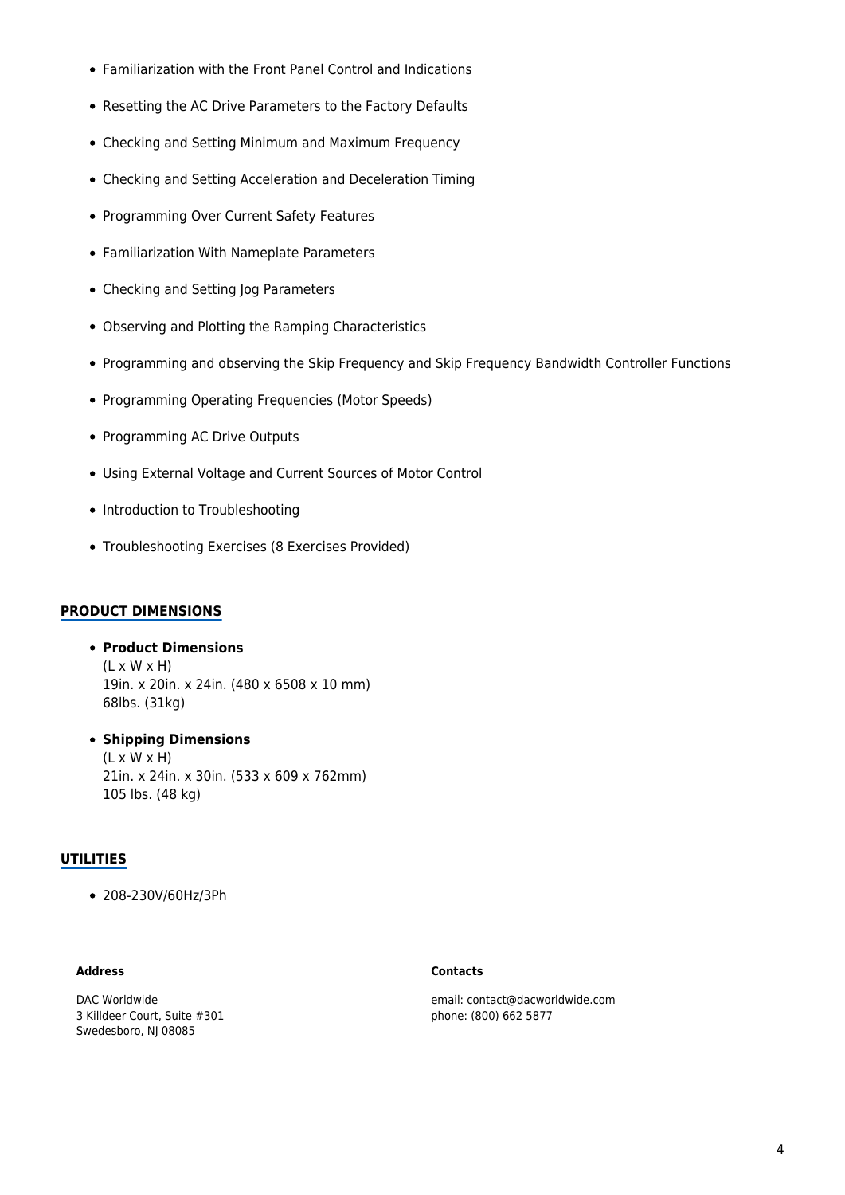- Familiarization with the Front Panel Control and Indications
- Resetting the AC Drive Parameters to the Factory Defaults
- Checking and Setting Minimum and Maximum Frequency
- Checking and Setting Acceleration and Deceleration Timing
- Programming Over Current Safety Features
- Familiarization With Nameplate Parameters
- Checking and Setting Jog Parameters
- Observing and Plotting the Ramping Characteristics
- Programming and observing the Skip Frequency and Skip Frequency Bandwidth Controller Functions
- Programming Operating Frequencies (Motor Speeds)
- Programming AC Drive Outputs
- Using External Voltage and Current Sources of Motor Control
- Introduction to Troubleshooting
- Troubleshooting Exercises (8 Exercises Provided)

## PRODUCT DIMENSIONS

- **Product Dimensions**
  (L x W x H)
  19in. x 20in. x 24in. (480 x 6508 x 10 mm)
  68lbs. (31kg)
- **Shipping Dimensions**
  (L x W x H)
  21in. x 24in. x 30in. (533 x 609 x 762mm)
  105 lbs. (48 kg)

## UTILITIES

- 208-230V/60Hz/3Ph

**Address**

DAC Worldwide
3 Killdeer Court, Suite #301
Swedesboro, NJ 08085

**Contacts**

email: contact@dacworldwide.com
phone: (800) 662 5877